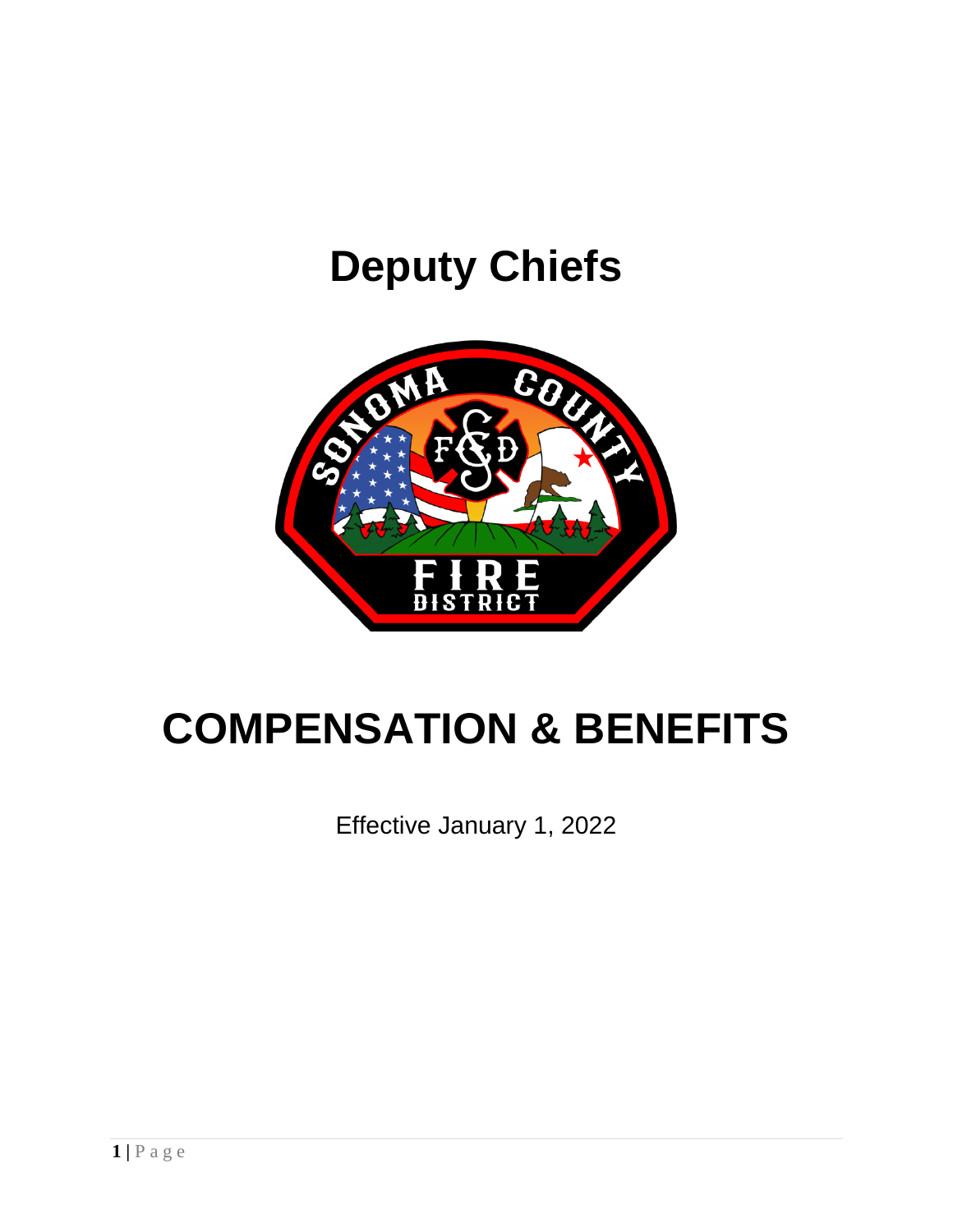# Deputy Chiefs

# COMPENSATION & BENEFITS

Effective January 1, 2022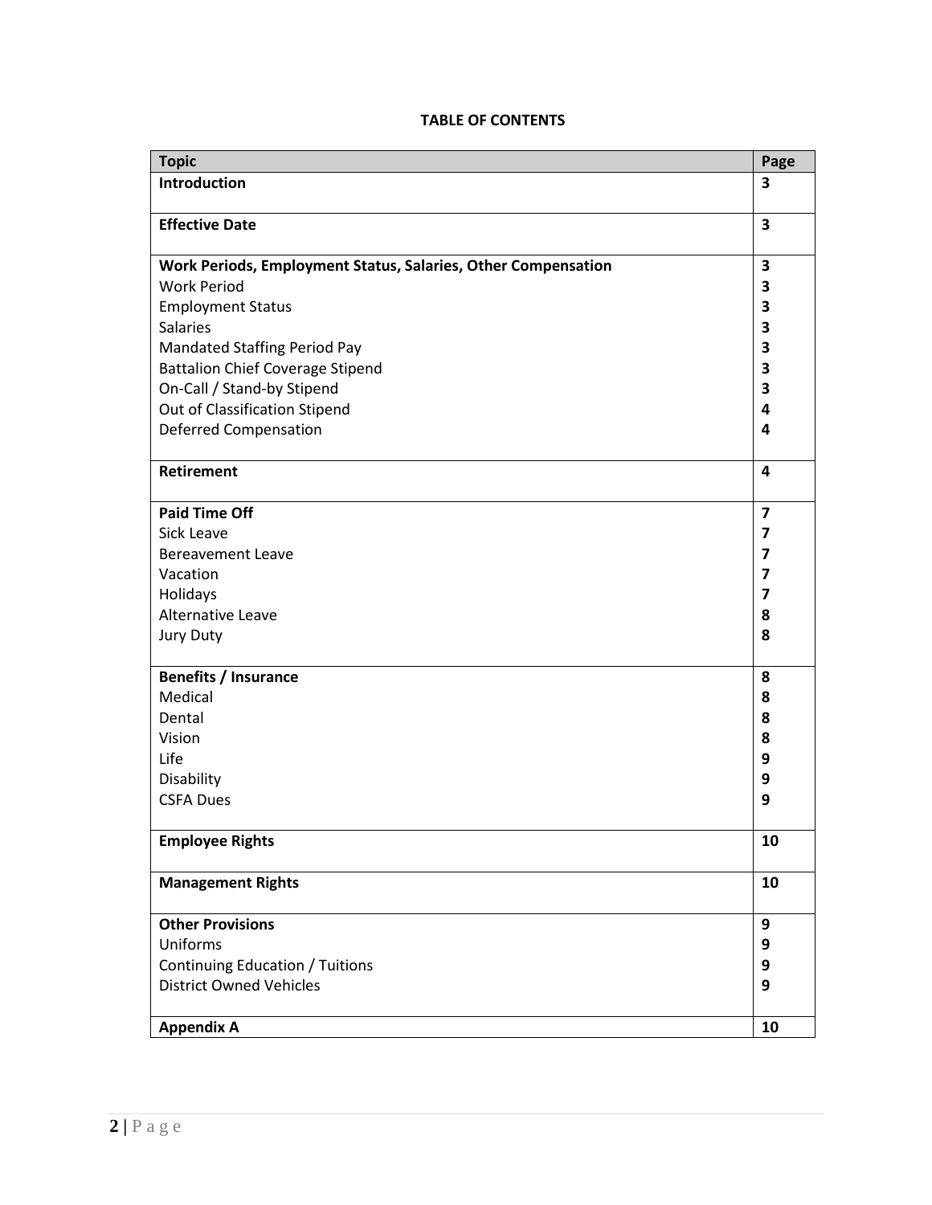**TABLE OF CONTENTS**

| Topic | Page |
|---|---|
| **Introduction** | **3** |
| **Effective Date** | **3** |
| **Work Periods, Employment Status, Salaries, Other Compensation** | **3** |
| Work Period | **3** |
| Employment Status | **3** |
| Salaries | **3** |
| Mandated Staffing Period Pay | **3** |
| Battalion Chief Coverage Stipend | **3** |
| On-Call / Stand-by Stipend | **3** |
| Out of Classification Stipend | **4** |
| Deferred Compensation | **4** |
| **Retirement** | **4** |
| **Paid Time Off** | **7** |
| Sick Leave | **7** |
| Bereavement Leave | **7** |
| Vacation | **7** |
| Holidays | **7** |
| Alternative Leave | **8** |
| Jury Duty | **8** |
| **Benefits / Insurance** | **8** |
| Medical | **8** |
| Dental | **8** |
| Vision | **8** |
| Life | **9** |
| Disability | **9** |
| CSFA Dues | **9** |
| **Employee Rights** | **10** |
| **Management Rights** | **10** |
| **Other Provisions** | **9** |
| Uniforms | **9** |
| Continuing Education / Tuitions | **9** |
| District Owned Vehicles | **9** |
| **Appendix A** | **10** |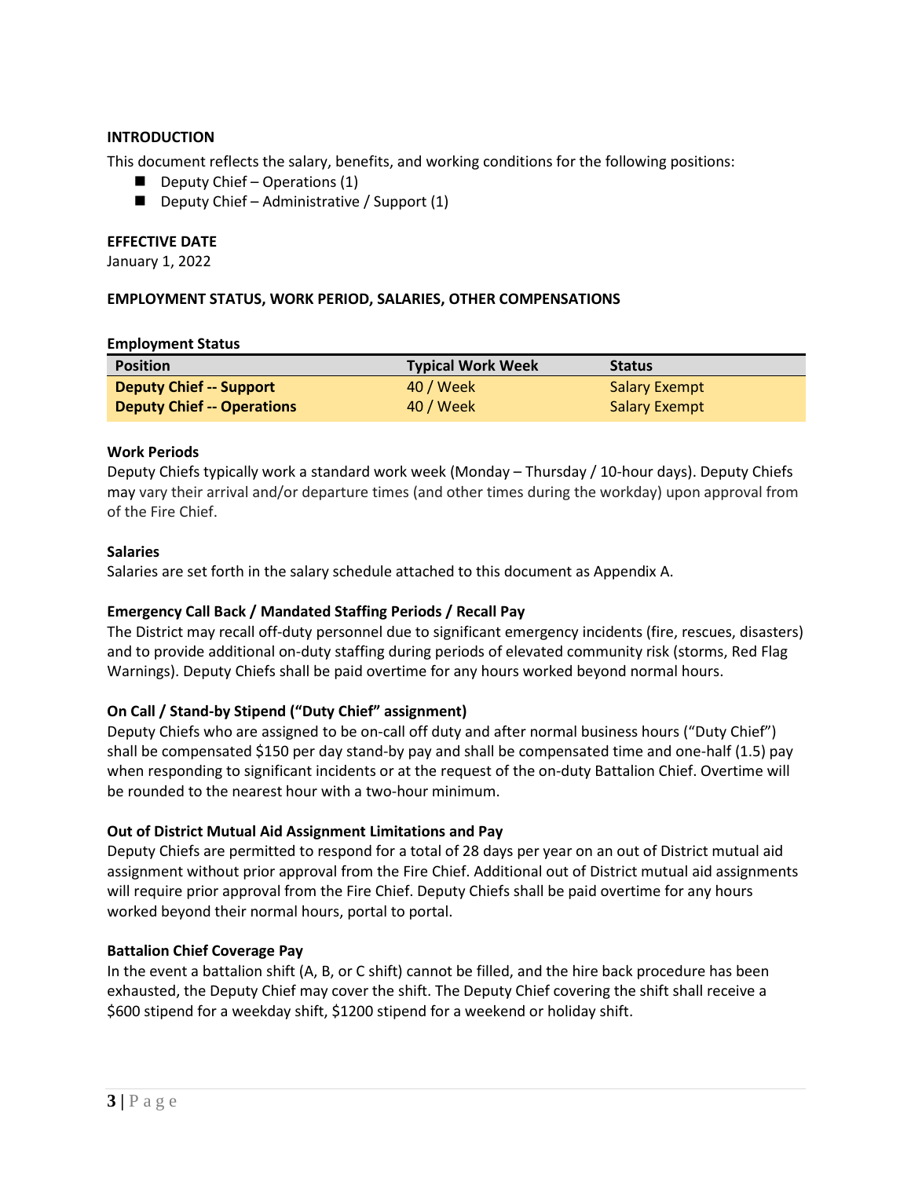## INTRODUCTION

This document reflects the salary, benefits, and working conditions for the following positions:

- Deputy Chief – Operations (1)
- Deputy Chief – Administrative / Support (1)

## EFFECTIVE DATE

January 1, 2022

## EMPLOYMENT STATUS, WORK PERIOD, SALARIES, OTHER COMPENSATIONS

### Employment Status

| Position | Typical Work Week | Status |
| --- | --- | --- |
| **Deputy Chief -- Support** | 40 / Week | Salary Exempt |
| **Deputy Chief -- Operations** | 40 / Week | Salary Exempt |

### Work Periods

Deputy Chiefs typically work a standard work week (Monday – Thursday / 10-hour days). Deputy Chiefs may vary their arrival and/or departure times (and other times during the workday) upon approval from of the Fire Chief.

### Salaries

Salaries are set forth in the salary schedule attached to this document as Appendix A.

### Emergency Call Back / Mandated Staffing Periods / Recall Pay

The District may recall off-duty personnel due to significant emergency incidents (fire, rescues, disasters) and to provide additional on-duty staffing during periods of elevated community risk (storms, Red Flag Warnings). Deputy Chiefs shall be paid overtime for any hours worked beyond normal hours.

### On Call / Stand-by Stipend ("Duty Chief" assignment)

Deputy Chiefs who are assigned to be on-call off duty and after normal business hours ("Duty Chief") shall be compensated $150 per day stand-by pay and shall be compensated time and one-half (1.5) pay when responding to significant incidents or at the request of the on-duty Battalion Chief. Overtime will be rounded to the nearest hour with a two-hour minimum.

### Out of District Mutual Aid Assignment Limitations and Pay

Deputy Chiefs are permitted to respond for a total of 28 days per year on an out of District mutual aid assignment without prior approval from the Fire Chief. Additional out of District mutual aid assignments will require prior approval from the Fire Chief. Deputy Chiefs shall be paid overtime for any hours worked beyond their normal hours, portal to portal.

### Battalion Chief Coverage Pay

In the event a battalion shift (A, B, or C shift) cannot be filled, and the hire back procedure has been exhausted, the Deputy Chief may cover the shift. The Deputy Chief covering the shift shall receive a $600 stipend for a weekday shift, $1200 stipend for a weekend or holiday shift.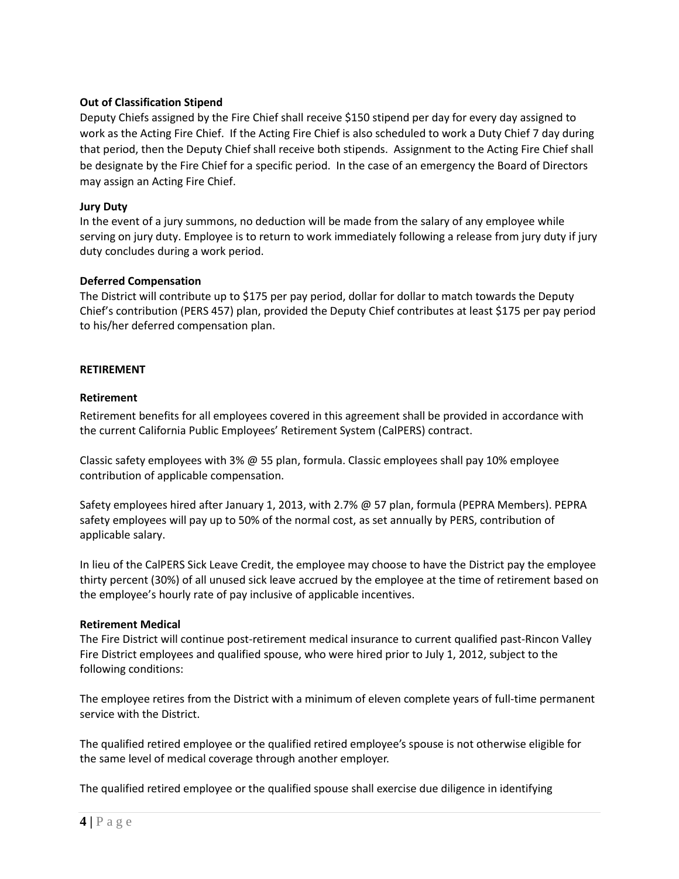**Out of Classification Stipend**

Deputy Chiefs assigned by the Fire Chief shall receive $150 stipend per day for every day assigned to work as the Acting Fire Chief. If the Acting Fire Chief is also scheduled to work a Duty Chief 7 day during that period, then the Deputy Chief shall receive both stipends. Assignment to the Acting Fire Chief shall be designate by the Fire Chief for a specific period. In the case of an emergency the Board of Directors may assign an Acting Fire Chief.

**Jury Duty**

In the event of a jury summons, no deduction will be made from the salary of any employee while serving on jury duty. Employee is to return to work immediately following a release from jury duty if jury duty concludes during a work period.

**Deferred Compensation**

The District will contribute up to $175 per pay period, dollar for dollar to match towards the Deputy Chief's contribution (PERS 457) plan, provided the Deputy Chief contributes at least $175 per pay period to his/her deferred compensation plan.

**RETIREMENT**

**Retirement**

Retirement benefits for all employees covered in this agreement shall be provided in accordance with the current California Public Employees' Retirement System (CalPERS) contract.

Classic safety employees with 3% @ 55 plan, formula. Classic employees shall pay 10% employee contribution of applicable compensation.

Safety employees hired after January 1, 2013, with 2.7% @ 57 plan, formula (PEPRA Members). PEPRA safety employees will pay up to 50% of the normal cost, as set annually by PERS, contribution of applicable salary.

In lieu of the CalPERS Sick Leave Credit, the employee may choose to have the District pay the employee thirty percent (30%) of all unused sick leave accrued by the employee at the time of retirement based on the employee's hourly rate of pay inclusive of applicable incentives.

**Retirement Medical**

The Fire District will continue post-retirement medical insurance to current qualified past-Rincon Valley Fire District employees and qualified spouse, who were hired prior to July 1, 2012, subject to the following conditions:

The employee retires from the District with a minimum of eleven complete years of full-time permanent service with the District.

The qualified retired employee or the qualified retired employee's spouse is not otherwise eligible for the same level of medical coverage through another employer.

The qualified retired employee or the qualified spouse shall exercise due diligence in identifying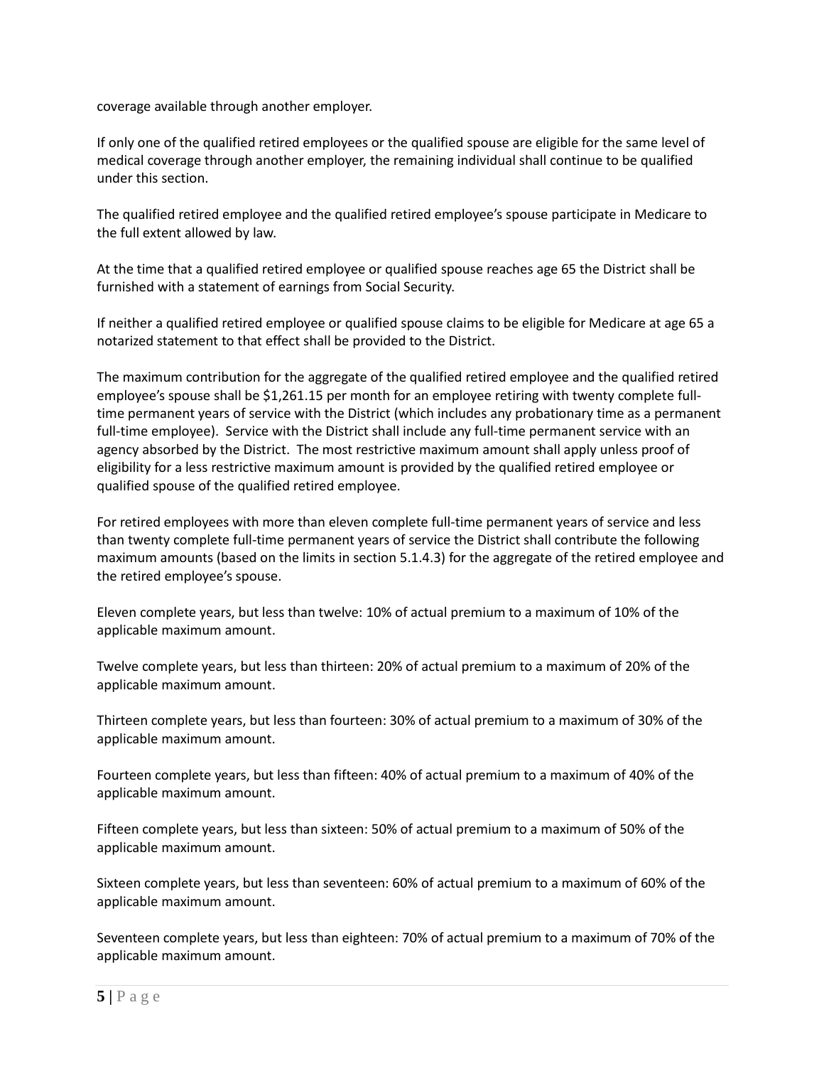coverage available through another employer.

If only one of the qualified retired employees or the qualified spouse are eligible for the same level of medical coverage through another employer, the remaining individual shall continue to be qualified under this section.

The qualified retired employee and the qualified retired employee's spouse participate in Medicare to the full extent allowed by law.

At the time that a qualified retired employee or qualified spouse reaches age 65 the District shall be furnished with a statement of earnings from Social Security.

If neither a qualified retired employee or qualified spouse claims to be eligible for Medicare at age 65 a notarized statement to that effect shall be provided to the District.

The maximum contribution for the aggregate of the qualified retired employee and the qualified retired employee's spouse shall be $1,261.15 per month for an employee retiring with twenty complete full-time permanent years of service with the District (which includes any probationary time as a permanent full-time employee). Service with the District shall include any full-time permanent service with an agency absorbed by the District. The most restrictive maximum amount shall apply unless proof of eligibility for a less restrictive maximum amount is provided by the qualified retired employee or qualified spouse of the qualified retired employee.

For retired employees with more than eleven complete full-time permanent years of service and less than twenty complete full-time permanent years of service the District shall contribute the following maximum amounts (based on the limits in section 5.1.4.3) for the aggregate of the retired employee and the retired employee's spouse.

Eleven complete years, but less than twelve: 10% of actual premium to a maximum of 10% of the applicable maximum amount.

Twelve complete years, but less than thirteen: 20% of actual premium to a maximum of 20% of the applicable maximum amount.

Thirteen complete years, but less than fourteen: 30% of actual premium to a maximum of 30% of the applicable maximum amount.

Fourteen complete years, but less than fifteen: 40% of actual premium to a maximum of 40% of the applicable maximum amount.

Fifteen complete years, but less than sixteen: 50% of actual premium to a maximum of 50% of the applicable maximum amount.

Sixteen complete years, but less than seventeen: 60% of actual premium to a maximum of 60% of the applicable maximum amount.

Seventeen complete years, but less than eighteen: 70% of actual premium to a maximum of 70% of the applicable maximum amount.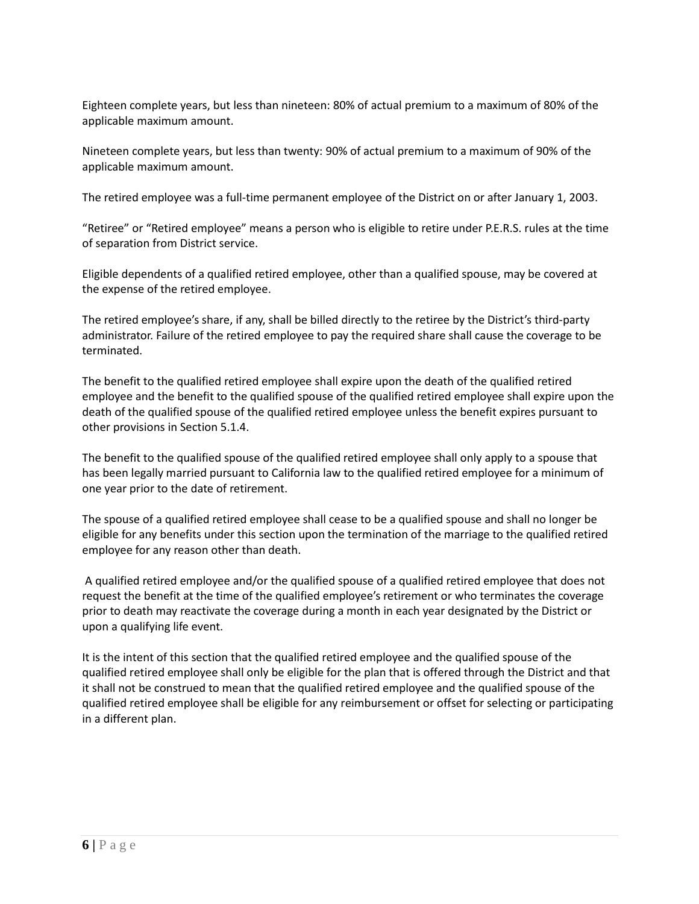Eighteen complete years, but less than nineteen: 80% of actual premium to a maximum of 80% of the applicable maximum amount.

Nineteen complete years, but less than twenty: 90% of actual premium to a maximum of 90% of the applicable maximum amount.

The retired employee was a full-time permanent employee of the District on or after January 1, 2003.

“Retiree” or “Retired employee” means a person who is eligible to retire under P.E.R.S. rules at the time of separation from District service.

Eligible dependents of a qualified retired employee, other than a qualified spouse, may be covered at the expense of the retired employee.

The retired employee’s share, if any, shall be billed directly to the retiree by the District’s third-party administrator. Failure of the retired employee to pay the required share shall cause the coverage to be terminated.

The benefit to the qualified retired employee shall expire upon the death of the qualified retired employee and the benefit to the qualified spouse of the qualified retired employee shall expire upon the death of the qualified spouse of the qualified retired employee unless the benefit expires pursuant to other provisions in Section 5.1.4.

The benefit to the qualified spouse of the qualified retired employee shall only apply to a spouse that has been legally married pursuant to California law to the qualified retired employee for a minimum of one year prior to the date of retirement.

The spouse of a qualified retired employee shall cease to be a qualified spouse and shall no longer be eligible for any benefits under this section upon the termination of the marriage to the qualified retired employee for any reason other than death.

A qualified retired employee and/or the qualified spouse of a qualified retired employee that does not request the benefit at the time of the qualified employee’s retirement or who terminates the coverage prior to death may reactivate the coverage during a month in each year designated by the District or upon a qualifying life event.

It is the intent of this section that the qualified retired employee and the qualified spouse of the qualified retired employee shall only be eligible for the plan that is offered through the District and that it shall not be construed to mean that the qualified retired employee and the qualified spouse of the qualified retired employee shall be eligible for any reimbursement or offset for selecting or participating in a different plan.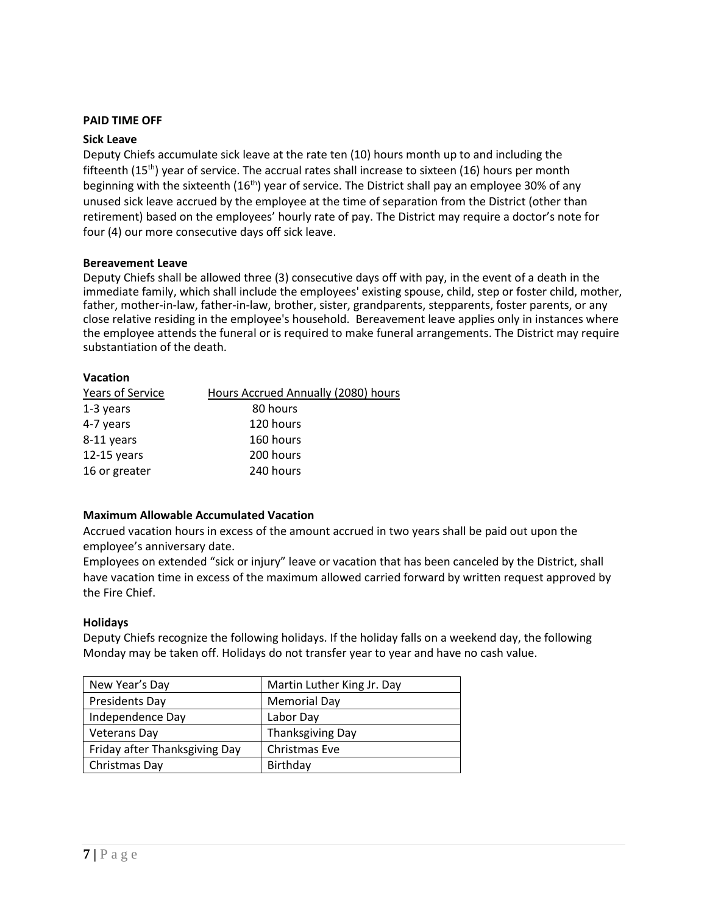**PAID TIME OFF**

**Sick Leave**

Deputy Chiefs accumulate sick leave at the rate ten (10) hours month up to and including the fifteenth (15th) year of service. The accrual rates shall increase to sixteen (16) hours per month beginning with the sixteenth (16th) year of service. The District shall pay an employee 30% of any unused sick leave accrued by the employee at the time of separation from the District (other than retirement) based on the employees' hourly rate of pay. The District may require a doctor's note for four (4) our more consecutive days off sick leave.

**Bereavement Leave**

Deputy Chiefs shall be allowed three (3) consecutive days off with pay, in the event of a death in the immediate family, which shall include the employees' existing spouse, child, step or foster child, mother, father, mother-in-law, father-in-law, brother, sister, grandparents, stepparents, foster parents, or any close relative residing in the employee's household. Bereavement leave applies only in instances where the employee attends the funeral or is required to make funeral arrangements. The District may require substantiation of the death.

**Vacation**

| Years of Service | Hours Accrued Annually (2080) hours |
|---|---|
| 1-3 years | 80 hours |
| 4-7 years | 120 hours |
| 8-11 years | 160 hours |
| 12-15 years | 200 hours |
| 16 or greater | 240 hours |

**Maximum Allowable Accumulated Vacation**

Accrued vacation hours in excess of the amount accrued in two years shall be paid out upon the employee's anniversary date.

Employees on extended "sick or injury" leave or vacation that has been canceled by the District, shall have vacation time in excess of the maximum allowed carried forward by written request approved by the Fire Chief.

**Holidays**

Deputy Chiefs recognize the following holidays. If the holiday falls on a weekend day, the following Monday may be taken off. Holidays do not transfer year to year and have no cash value.

| | |
|---|---|
| New Year's Day | Martin Luther King Jr. Day |
| Presidents Day | Memorial Day |
| Independence Day | Labor Day |
| Veterans Day | Thanksgiving Day |
| Friday after Thanksgiving Day | Christmas Eve |
| Christmas Day | Birthday |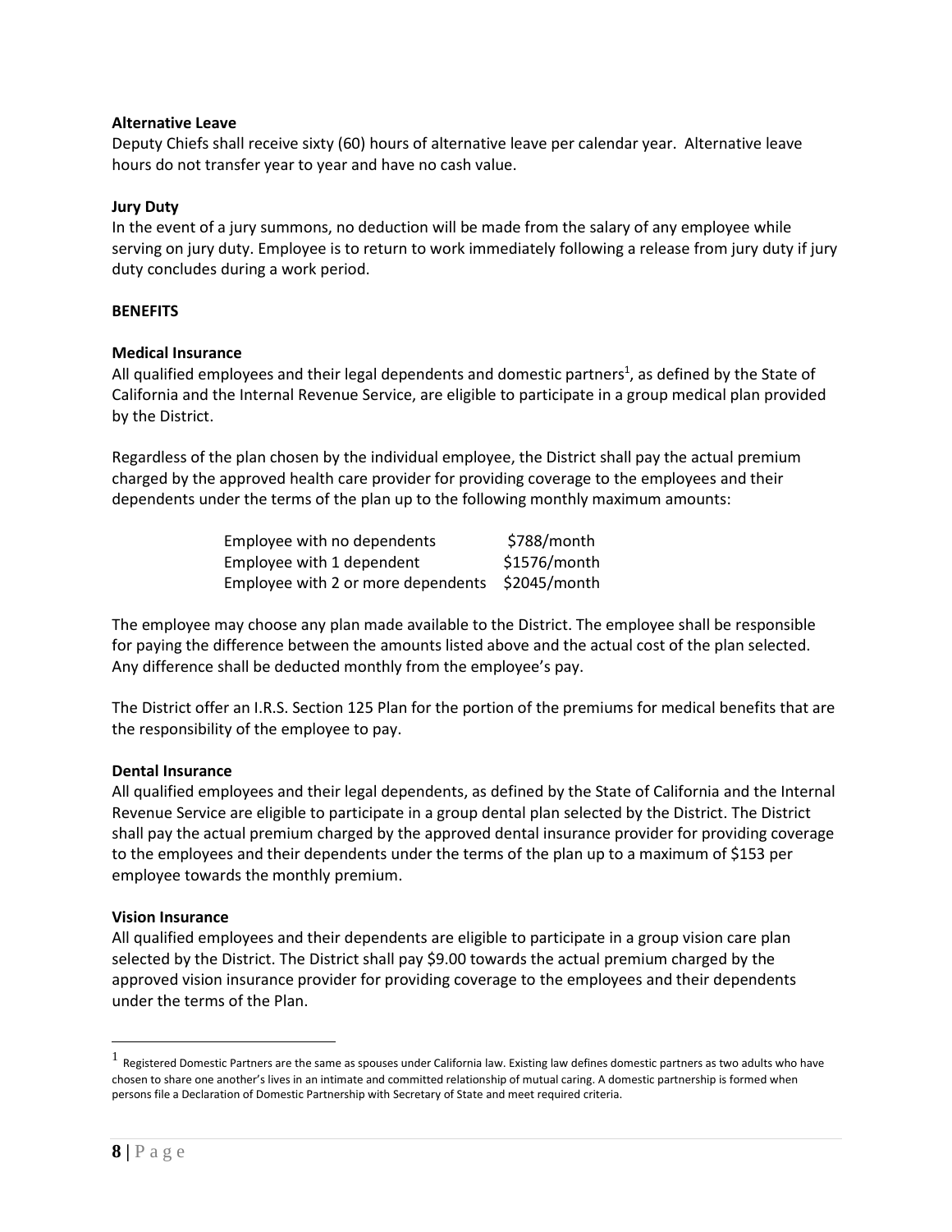**Alternative Leave**

Deputy Chiefs shall receive sixty (60) hours of alternative leave per calendar year. Alternative leave hours do not transfer year to year and have no cash value.

**Jury Duty**

In the event of a jury summons, no deduction will be made from the salary of any employee while serving on jury duty. Employee is to return to work immediately following a release from jury duty if jury duty concludes during a work period.

**BENEFITS**

**Medical Insurance**

All qualified employees and their legal dependents and domestic partners[1], as defined by the State of California and the Internal Revenue Service, are eligible to participate in a group medical plan provided by the District.

Regardless of the plan chosen by the individual employee, the District shall pay the actual premium charged by the approved health care provider for providing coverage to the employees and their dependents under the terms of the plan up to the following monthly maximum amounts:

| | |
|---|---|
| Employee with no dependents | $788/month |
| Employee with 1 dependent | $1576/month |
| Employee with 2 or more dependents | $2045/month |

The employee may choose any plan made available to the District. The employee shall be responsible for paying the difference between the amounts listed above and the actual cost of the plan selected. Any difference shall be deducted monthly from the employee's pay.

The District offer an I.R.S. Section 125 Plan for the portion of the premiums for medical benefits that are the responsibility of the employee to pay.

**Dental Insurance**

All qualified employees and their legal dependents, as defined by the State of California and the Internal Revenue Service are eligible to participate in a group dental plan selected by the District. The District shall pay the actual premium charged by the approved dental insurance provider for providing coverage to the employees and their dependents under the terms of the plan up to a maximum of $153 per employee towards the monthly premium.

**Vision Insurance**

All qualified employees and their dependents are eligible to participate in a group vision care plan selected by the District. The District shall pay $9.00 towards the actual premium charged by the approved vision insurance provider for providing coverage to the employees and their dependents under the terms of the Plan.

---

[1] Registered Domestic Partners are the same as spouses under California law. Existing law defines domestic partners as two adults who have chosen to share one another's lives in an intimate and committed relationship of mutual caring. A domestic partnership is formed when persons file a Declaration of Domestic Partnership with Secretary of State and meet required criteria.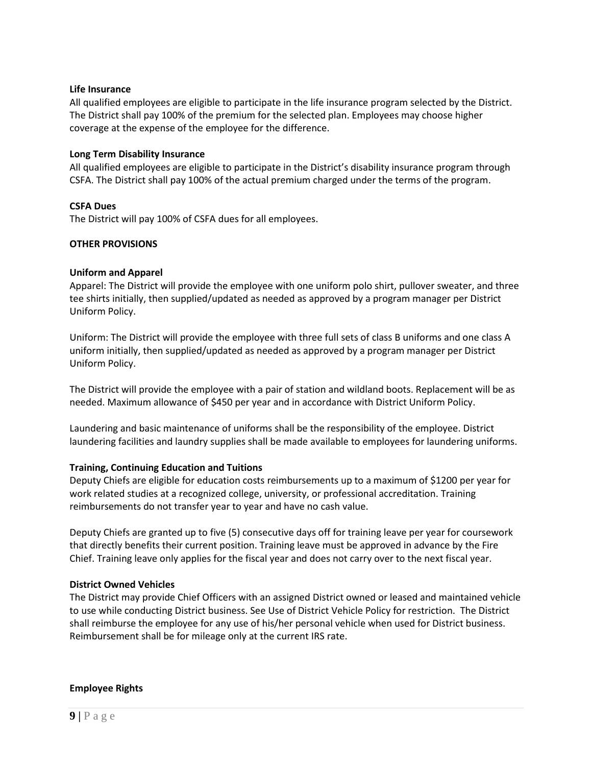**Life Insurance**
All qualified employees are eligible to participate in the life insurance program selected by the District. The District shall pay 100% of the premium for the selected plan. Employees may choose higher coverage at the expense of the employee for the difference.

**Long Term Disability Insurance**
All qualified employees are eligible to participate in the District's disability insurance program through CSFA. The District shall pay 100% of the actual premium charged under the terms of the program.

**CSFA Dues**
The District will pay 100% of CSFA dues for all employees.

**OTHER PROVISIONS**

**Uniform and Apparel**
Apparel: The District will provide the employee with one uniform polo shirt, pullover sweater, and three tee shirts initially, then supplied/updated as needed as approved by a program manager per District Uniform Policy.

Uniform: The District will provide the employee with three full sets of class B uniforms and one class A uniform initially, then supplied/updated as needed as approved by a program manager per District Uniform Policy.

The District will provide the employee with a pair of station and wildland boots. Replacement will be as needed. Maximum allowance of $450 per year and in accordance with District Uniform Policy.

Laundering and basic maintenance of uniforms shall be the responsibility of the employee. District laundering facilities and laundry supplies shall be made available to employees for laundering uniforms.

**Training, Continuing Education and Tuitions**
Deputy Chiefs are eligible for education costs reimbursements up to a maximum of $1200 per year for work related studies at a recognized college, university, or professional accreditation. Training reimbursements do not transfer year to year and have no cash value.

Deputy Chiefs are granted up to five (5) consecutive days off for training leave per year for coursework that directly benefits their current position. Training leave must be approved in advance by the Fire Chief. Training leave only applies for the fiscal year and does not carry over to the next fiscal year.

**District Owned Vehicles**
The District may provide Chief Officers with an assigned District owned or leased and maintained vehicle to use while conducting District business. See Use of District Vehicle Policy for restriction. The District shall reimburse the employee for any use of his/her personal vehicle when used for District business. Reimbursement shall be for mileage only at the current IRS rate.

**Employee Rights**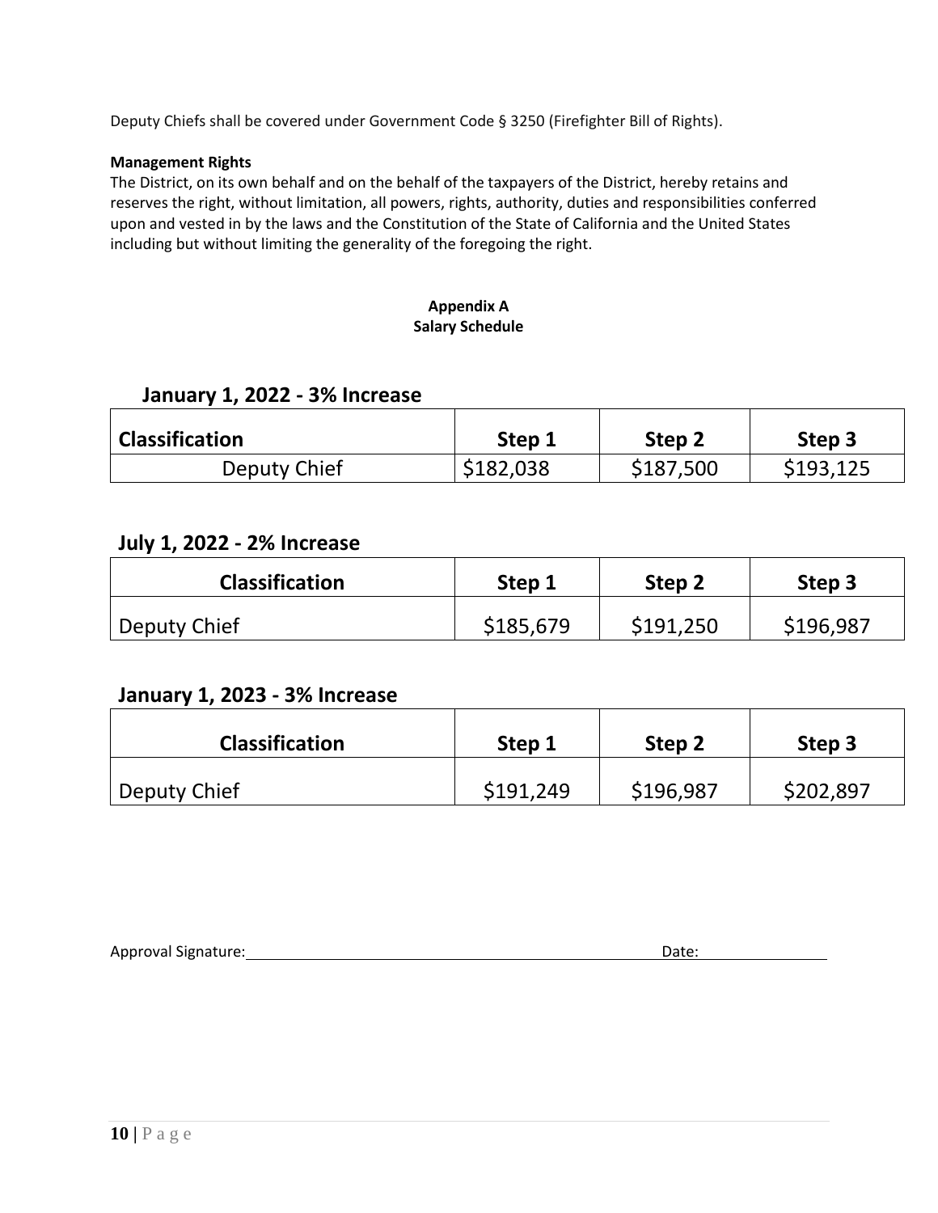Deputy Chiefs shall be covered under Government Code § 3250 (Firefighter Bill of Rights).

**Management Rights**

The District, on its own behalf and on the behalf of the taxpayers of the District, hereby retains and reserves the right, without limitation, all powers, rights, authority, duties and responsibilities conferred upon and vested in by the laws and the Constitution of the State of California and the United States including but without limiting the generality of the foregoing the right.

**Appendix A**
**Salary Schedule**

## January 1, 2022 - 3% Increase

| Classification | Step 1 | Step 2 | Step 3 |
|---|---|---|---|
| Deputy Chief | $182,038 | $187,500 | $193,125 |

## July 1, 2022 - 2% Increase

| Classification | Step 1 | Step 2 | Step 3 |
|---|---|---|---|
| Deputy Chief | $185,679 | $191,250 | $196,987 |

## January 1, 2023 - 3% Increase

| Classification | Step 1 | Step 2 | Step 3 |
|---|---|---|---|
| Deputy Chief | $191,249 | $196,987 | $202,897 |

Approval Signature: ______________________________ Date: ____________